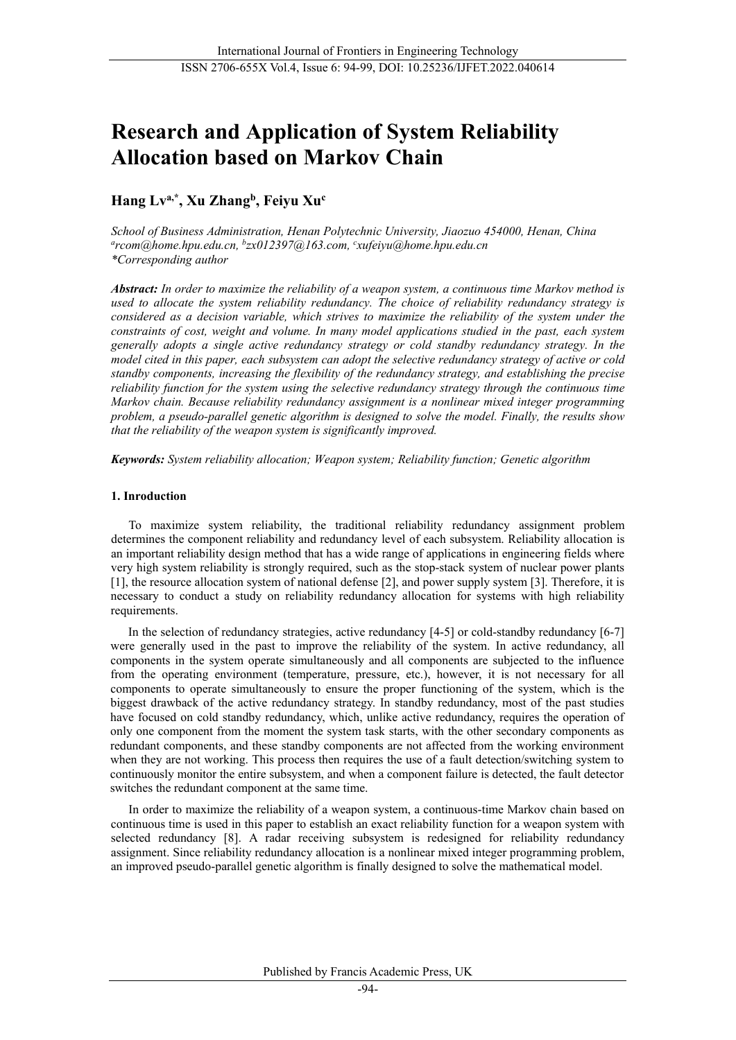# Research and Application of System Reliability Allocation based on Markov Chain

**Hang Lv[a,*], Xu Zhang[b], Feiyu Xu[c]**

*School of Business Administration, Henan Polytechnic University, Jiaozuo 454000, Henan, China*
*[a]rcom@home.hpu.edu.cn, [b]zx012397@163.com, [c]xufeiyu@home.hpu.edu.cn*
*\*Corresponding author*

***Abstract:*** *In order to maximize the reliability of a weapon system, a continuous time Markov method is used to allocate the system reliability redundancy. The choice of reliability redundancy strategy is considered as a decision variable, which strives to maximize the reliability of the system under the constraints of cost, weight and volume. In many model applications studied in the past, each system generally adopts a single active redundancy strategy or cold standby redundancy strategy. In the model cited in this paper, each subsystem can adopt the selective redundancy strategy of active or cold standby components, increasing the flexibility of the redundancy strategy, and establishing the precise reliability function for the system using the selective redundancy strategy through the continuous time Markov chain. Because reliability redundancy assignment is a nonlinear mixed integer programming problem, a pseudo-parallel genetic algorithm is designed to solve the model. Finally, the results show that the reliability of the weapon system is significantly improved.*

***Keywords:*** *System reliability allocation; Weapon system; Reliability function; Genetic algorithm*

## 1. Inroduction

To maximize system reliability, the traditional reliability redundancy assignment problem determines the component reliability and redundancy level of each subsystem. Reliability allocation is an important reliability design method that has a wide range of applications in engineering fields where very high system reliability is strongly required, such as the stop-stack system of nuclear power plants [1], the resource allocation system of national defense [2], and power supply system [3]. Therefore, it is necessary to conduct a study on reliability redundancy allocation for systems with high reliability requirements.

In the selection of redundancy strategies, active redundancy [4-5] or cold-standby redundancy [6-7] were generally used in the past to improve the reliability of the system. In active redundancy, all components in the system operate simultaneously and all components are subjected to the influence from the operating environment (temperature, pressure, etc.), however, it is not necessary for all components to operate simultaneously to ensure the proper functioning of the system, which is the biggest drawback of the active redundancy strategy. In standby redundancy, most of the past studies have focused on cold standby redundancy, which, unlike active redundancy, requires the operation of only one component from the moment the system task starts, with the other secondary components as redundant components, and these standby components are not affected from the working environment when they are not working. This process then requires the use of a fault detection/switching system to continuously monitor the entire subsystem, and when a component failure is detected, the fault detector switches the redundant component at the same time.

In order to maximize the reliability of a weapon system, a continuous-time Markov chain based on continuous time is used in this paper to establish an exact reliability function for a weapon system with selected redundancy [8]. A radar receiving subsystem is redesigned for reliability redundancy assignment. Since reliability redundancy allocation is a nonlinear mixed integer programming problem, an improved pseudo-parallel genetic algorithm is finally designed to solve the mathematical model.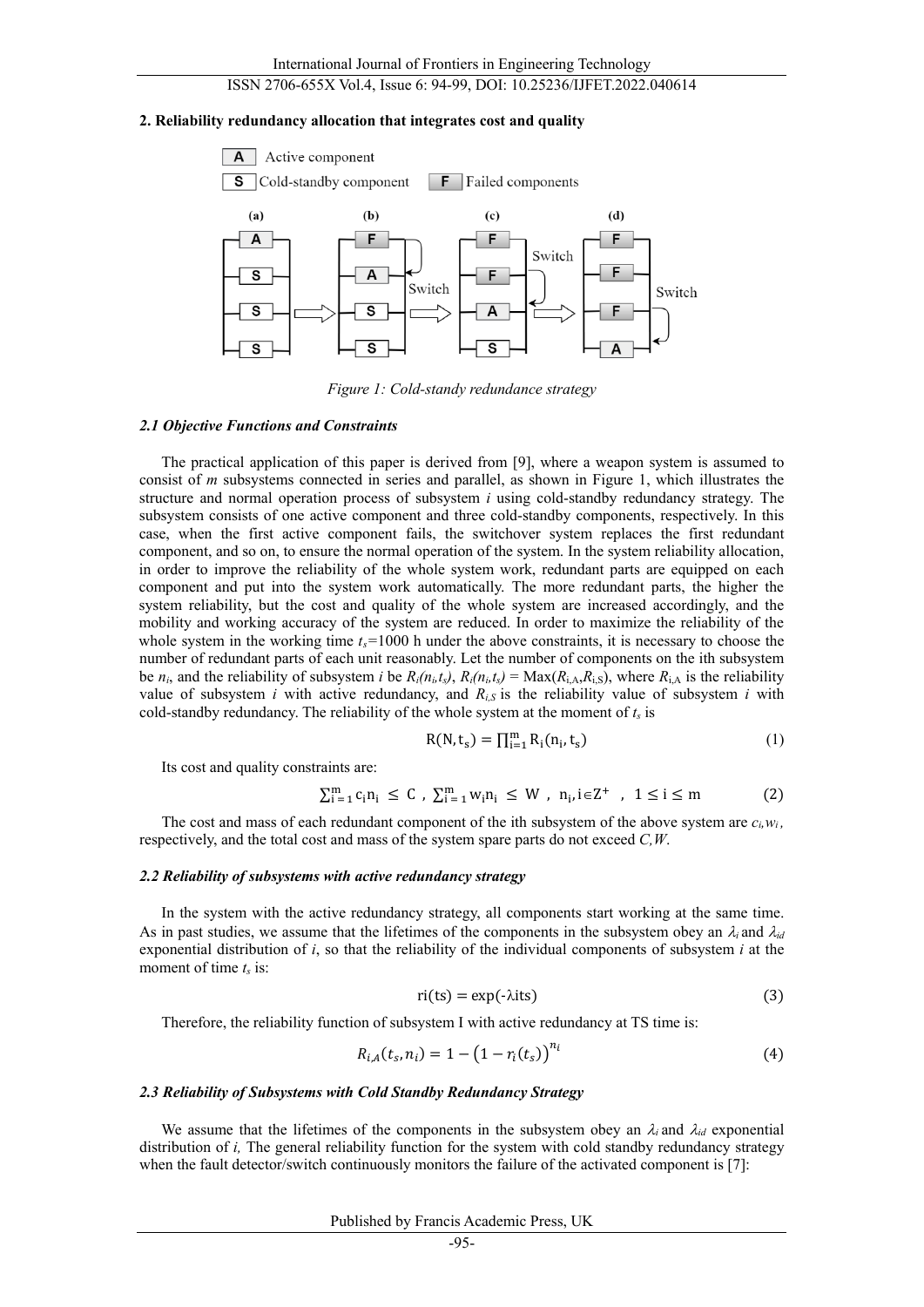## 2. Reliability redundancy allocation that integrates cost and quality

Figure 1: Cold-standy redundance strategy

### 2.1 Objective Functions and Constraints

The practical application of this paper is derived from [9], where a weapon system is assumed to consist of *m* subsystems connected in series and parallel, as shown in Figure 1, which illustrates the structure and normal operation process of subsystem *i* using cold-standby redundancy strategy. The subsystem consists of one active component and three cold-standby components, respectively. In this case, when the first active component fails, the switchover system replaces the first redundant component, and so on, to ensure the normal operation of the system. In the system reliability allocation, in order to improve the reliability of the whole system work, redundant parts are equipped on each component and put into the system work automatically. The more redundant parts, the higher the system reliability, but the cost and quality of the whole system are increased accordingly, and the mobility and working accuracy of the system are reduced. In order to maximize the reliability of the whole system in the working time $t_s$=1000 h under the above constraints, it is necessary to choose the number of redundant parts of each unit reasonably. Let the number of components on the ith subsystem be $n_i$, and the reliability of subsystem *i* be $R_i(n_i,t_s)$, $R_i(n_i,t_s) = \text{Max}(R_{i,A},R_{i,S})$, where $R_{i,A}$ is the reliability value of subsystem *i* with active redundancy, and $R_{i,S}$ is the reliability value of subsystem *i* with cold-standby redundancy. The reliability of the whole system at the moment of $t_s$ is

$$R(N,t_s) = \prod_{i=1}^{m} R_i(n_i,t_s) \tag{1}$$

Its cost and quality constraints are:

$$\sum_{i=1}^{m} c_i n_i \le C \,,\ \sum_{i=1}^{m} w_i n_i \le W \,,\ n_i, i \in Z^+ \,,\ 1 \le i \le m \tag{2}$$

The cost and mass of each redundant component of the ith subsystem of the above system are $c_i, w_i$, respectively, and the total cost and mass of the system spare parts do not exceed $C, W$.

### 2.2 Reliability of subsystems with active redundancy strategy

In the system with the active redundancy strategy, all components start working at the same time. As in past studies, we assume that the lifetimes of the components in the subsystem obey an $\lambda_i$ and $\lambda_{id}$ exponential distribution of *i*, so that the reliability of the individual components of subsystem *i* at the moment of time $t_s$ is:

$$\text{ri(ts)} = \exp(\text{-}\lambda\text{its}) \tag{3}$$

Therefore, the reliability function of subsystem I with active redundancy at TS time is:

$$R_{i,A}(t_s,n_i) = 1 - \left(1 - r_i(t_s)\right)^{n_i} \tag{4}$$

### 2.3 Reliability of Subsystems with Cold Standby Redundancy Strategy

We assume that the lifetimes of the components in the subsystem obey an $\lambda_i$ and $\lambda_{id}$ exponential distribution of *i,* The general reliability function for the system with cold standby redundancy strategy when the fault detector/switch continuously monitors the failure of the activated component is [7]: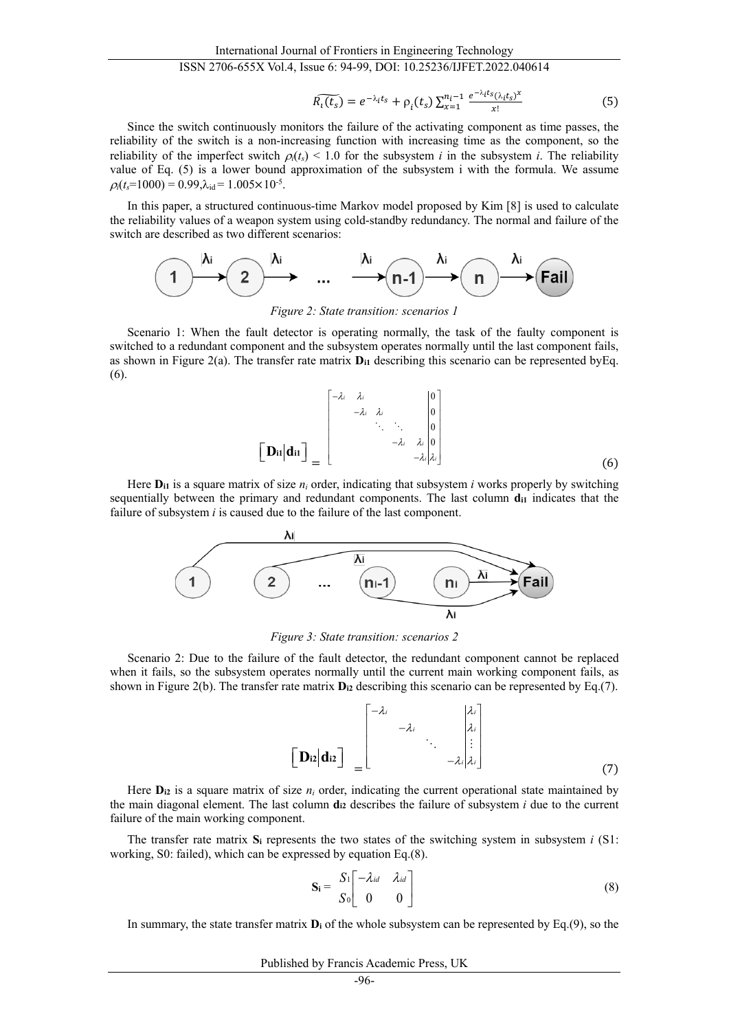$$\widetilde{R_i(t_s)} = e^{-\lambda_i t_s} + \rho_i(t_s) \sum_{x=1}^{n_i-1} \frac{e^{-\lambda_i t_s}(\lambda_i t_s)^x}{x!} \tag{5}$$

Since the switch continuously monitors the failure of the activating component as time passes, the reliability of the switch is a non-increasing function with increasing time as the component, so the reliability of the imperfect switch $\rho_i(t_s) < 1.0$ for the subsystem $i$ in the subsystem $i$. The reliability value of Eq. (5) is a lower bound approximation of the subsystem i with the formula. We assume $\rho_i(t_s=1000) = 0.99, \lambda_{id} = 1.005\times10^{-5}$.

In this paper, a structured continuous-time Markov model proposed by Kim [8] is used to calculate the reliability values of a weapon system using cold-standby redundancy. The normal and failure of the switch are described as two different scenarios:

*Figure 2: State transition: scenarios 1*

Scenario 1: When the fault detector is operating normally, the task of the faulty component is switched to a redundant component and the subsystem operates normally until the last component fails, as shown in Figure 2(a). The transfer rate matrix $\mathbf{D_{i1}}$ describing this scenario can be represented byEq. (6).

$$\left[\mathbf{D_{i1}} \middle| \mathbf{d_{i1}}\right] = \left[\begin{array}{ccccc|c} -\lambda_i & \lambda_i & & & & 0 \\ & -\lambda_i & \lambda_i & & & 0 \\ & & \ddots & \ddots & & 0 \\ & & & -\lambda_i & \lambda_i & 0 \\ & & & & -\lambda_i & \lambda_i \end{array}\right] \tag{6}$$

Here $\mathbf{D_{i1}}$ is a square matrix of size $n_i$ order, indicating that subsystem $i$ works properly by switching sequentially between the primary and redundant components. The last column $\mathbf{d_{i1}}$ indicates that the failure of subsystem $i$ is caused due to the failure of the last component.

*Figure 3: State transition: scenarios 2*

Scenario 2: Due to the failure of the fault detector, the redundant component cannot be replaced when it fails, so the subsystem operates normally until the current main working component fails, as shown in Figure 2(b). The transfer rate matrix $\mathbf{D_{i2}}$ describing this scenario can be represented by Eq.(7).

$$\left[\mathbf{D_{i2}} \middle| \mathbf{d_{i2}}\right] = \left[\begin{array}{cccc|c} -\lambda_i & & & & \lambda_i \\ & -\lambda_i & & & \lambda_i \\ & & \ddots & & \vdots \\ & & & -\lambda_i & \lambda_i \end{array}\right] \tag{7}$$

Here $\mathbf{D_{i2}}$ is a square matrix of size $n_i$ order, indicating the current operational state maintained by the main diagonal element. The last column $\mathbf{d_{i2}}$ describes the failure of subsystem $i$ due to the current failure of the main working component.

The transfer rate matrix $\mathbf{S_i}$ represents the two states of the switching system in subsystem $i$ (S1: working, S0: failed), which can be expressed by equation Eq.(8).

$$\mathbf{S_i} = \begin{array}{c} S_1 \\ S_0 \end{array} \begin{bmatrix} -\lambda_{id} & \lambda_{id} \\ 0 & 0 \end{bmatrix} \tag{8}$$

In summary, the state transfer matrix $\mathbf{D_i}$ of the whole subsystem can be represented by Eq.(9), so the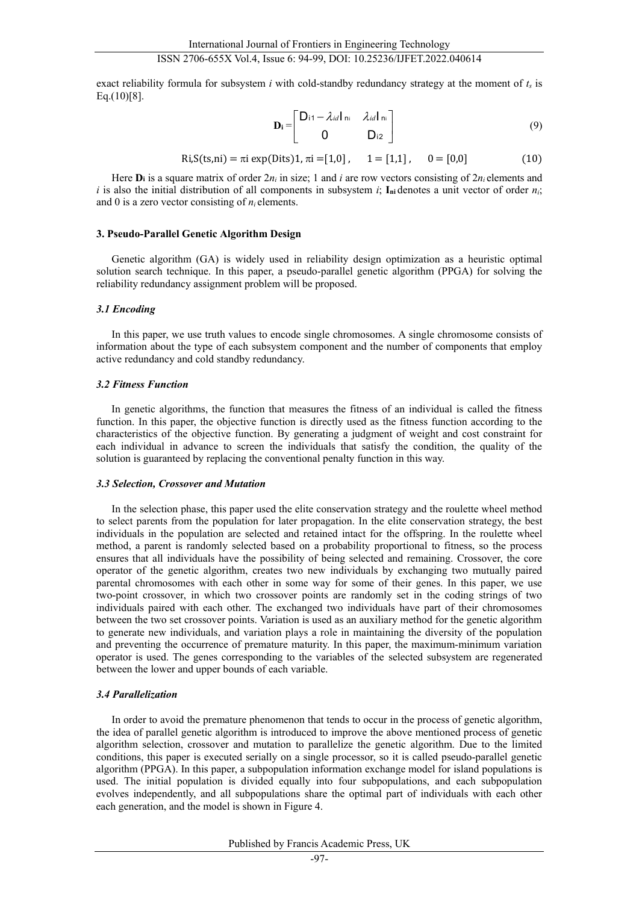exact reliability formula for subsystem $i$ with cold-standby redundancy strategy at the moment of $t_s$ is Eq.(10)[8].

$$\mathbf{D_i} = \begin{bmatrix} \mathrm{D}_{i1} - \lambda_{id} \mathrm{I}_{n_i} & \lambda_{id} \mathrm{I}_{n_i} \\ 0 & \mathrm{D}_{i2} \end{bmatrix} \tag{9}$$

$$R_{i,S}(t_s, n_i) = \pi_i \exp(D_i t_s) 1, \ \pi_i = [1,0], \quad 1 = [1,1], \quad 0 = [0,0] \tag{10}$$

Here $\mathbf{D_i}$ is a square matrix of order $2n_i$ in size; 1 and $i$ are row vectors consisting of $2n_i$ elements and $i$ is also the initial distribution of all components in subsystem $i$; $\mathbf{I_{ni}}$ denotes a unit vector of order $n_i$; and 0 is a zero vector consisting of $n_i$ elements.

## 3. Pseudo-Parallel Genetic Algorithm Design

Genetic algorithm (GA) is widely used in reliability design optimization as a heuristic optimal solution search technique. In this paper, a pseudo-parallel genetic algorithm (PPGA) for solving the reliability redundancy assignment problem will be proposed.

### *3.1 Encoding*

In this paper, we use truth values to encode single chromosomes. A single chromosome consists of information about the type of each subsystem component and the number of components that employ active redundancy and cold standby redundancy.

### *3.2 Fitness Function*

In genetic algorithms, the function that measures the fitness of an individual is called the fitness function. In this paper, the objective function is directly used as the fitness function according to the characteristics of the objective function. By generating a judgment of weight and cost constraint for each individual in advance to screen the individuals that satisfy the condition, the quality of the solution is guaranteed by replacing the conventional penalty function in this way.

### *3.3 Selection, Crossover and Mutation*

In the selection phase, this paper used the elite conservation strategy and the roulette wheel method to select parents from the population for later propagation. In the elite conservation strategy, the best individuals in the population are selected and retained intact for the offspring. In the roulette wheel method, a parent is randomly selected based on a probability proportional to fitness, so the process ensures that all individuals have the possibility of being selected and remaining. Crossover, the core operator of the genetic algorithm, creates two new individuals by exchanging two mutually paired parental chromosomes with each other in some way for some of their genes. In this paper, we use two-point crossover, in which two crossover points are randomly set in the coding strings of two individuals paired with each other. The exchanged two individuals have part of their chromosomes between the two set crossover points. Variation is used as an auxiliary method for the genetic algorithm to generate new individuals, and variation plays a role in maintaining the diversity of the population and preventing the occurrence of premature maturity. In this paper, the maximum-minimum variation operator is used. The genes corresponding to the variables of the selected subsystem are regenerated between the lower and upper bounds of each variable.

### *3.4 Parallelization*

In order to avoid the premature phenomenon that tends to occur in the process of genetic algorithm, the idea of parallel genetic algorithm is introduced to improve the above mentioned process of genetic algorithm selection, crossover and mutation to parallelize the genetic algorithm. Due to the limited conditions, this paper is executed serially on a single processor, so it is called pseudo-parallel genetic algorithm (PPGA). In this paper, a subpopulation information exchange model for island populations is used. The initial population is divided equally into four subpopulations, and each subpopulation evolves independently, and all subpopulations share the optimal part of individuals with each other each generation, and the model is shown in Figure 4.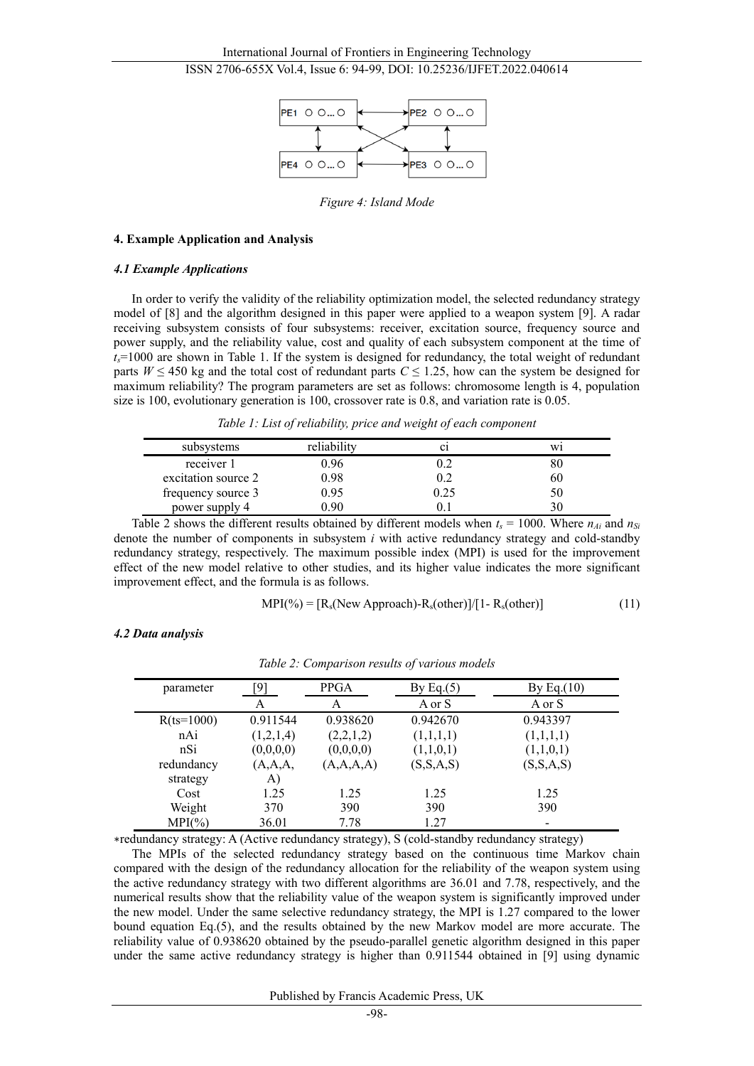Figure 4: Island Mode

### 4. Example Application and Analysis

#### *4.1 Example Applications*

In order to verify the validity of the reliability optimization model, the selected redundancy strategy model of [8] and the algorithm designed in this paper were applied to a weapon system [9]. A radar receiving subsystem consists of four subsystems: receiver, excitation source, frequency source and power supply, and the reliability value, cost and quality of each subsystem component at the time of $t_s$=1000 are shown in Table 1. If the system is designed for redundancy, the total weight of redundant parts $W \leq 450$ kg and the total cost of redundant parts $C \leq 1.25$, how can the system be designed for maximum reliability? The program parameters are set as follows: chromosome length is 4, population size is 100, evolutionary generation is 100, crossover rate is 0.8, and variation rate is 0.05.

*Table 1: List of reliability, price and weight of each component*

| subsystems | reliability | ci | wi |
|---|---|---|---|
| receiver 1 | 0.96 | 0.2 | 80 |
| excitation source 2 | 0.98 | 0.2 | 60 |
| frequency source 3 | 0.95 | 0.25 | 50 |
| power supply 4 | 0.90 | 0.1 | 30 |

Table 2 shows the different results obtained by different models when $t_s$ = 1000. Where $n_{Ai}$ and $n_{Si}$ denote the number of components in subsystem $i$ with active redundancy strategy and cold-standby redundancy strategy, respectively. The maximum possible index (MPI) is used for the improvement effect of the new model relative to other studies, and its higher value indicates the more significant improvement effect, and the formula is as follows.

$$\text{MPI}(\%) = [R_s(\text{New Approach})-R_s(\text{other})]/[1- R_s(\text{other})] \tag{11}$$

#### *4.2 Data analysis*

*Table 2: Comparison results of various models*

| parameter | [9] | PPGA | By Eq.(5) | By Eq.(10) |
|---|---|---|---|---|
| | A | A | A or S | A or S |
| R(ts=1000) | 0.911544 | 0.938620 | 0.942670 | 0.943397 |
| nAi | (1,2,1,4) | (2,2,1,2) | (1,1,1,1) | (1,1,1,1) |
| nSi | (0,0,0,0) | (0,0,0,0) | (1,1,0,1) | (1,1,0,1) |
| redundancy strategy | (A,A,A,A) | (A,A,A,A) | (S,S,A,S) | (S,S,A,S) |
| Cost | 1.25 | 1.25 | 1.25 | 1.25 |
| Weight | 370 | 390 | 390 | 390 |
| MPI(%) | 36.01 | 7.78 | 1.27 | - |

*redundancy strategy: A (Active redundancy strategy), S (cold-standby redundancy strategy)

The MPIs of the selected redundancy strategy based on the continuous time Markov chain compared with the design of the redundancy allocation for the reliability of the weapon system using the active redundancy strategy with two different algorithms are 36.01 and 7.78, respectively, and the numerical results show that the reliability value of the weapon system is significantly improved under the new model. Under the same selective redundancy strategy, the MPI is 1.27 compared to the lower bound equation Eq.(5), and the results obtained by the new Markov model are more accurate. The reliability value of 0.938620 obtained by the pseudo-parallel genetic algorithm designed in this paper under the same active redundancy strategy is higher than 0.911544 obtained in [9] using dynamic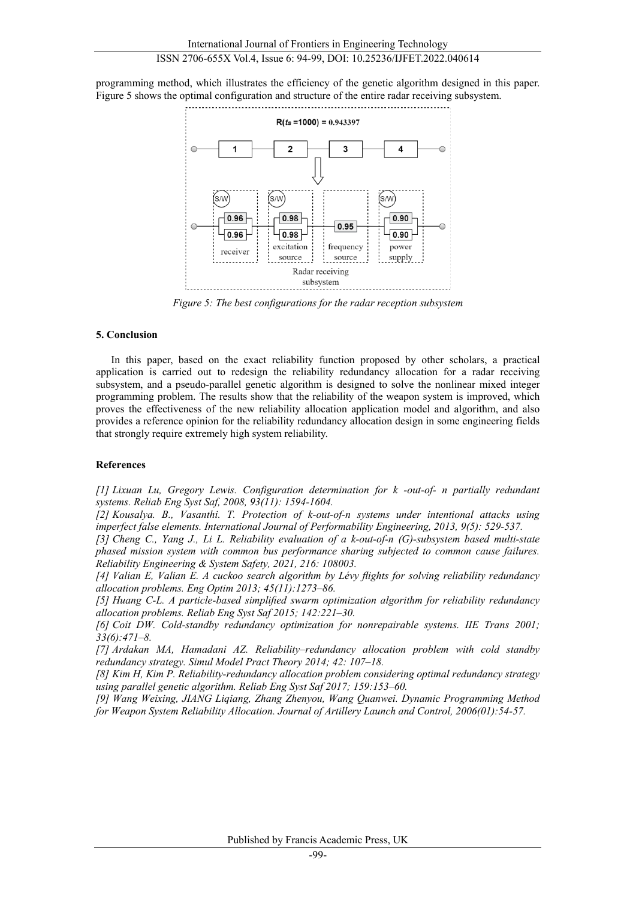programming method, which illustrates the efficiency of the genetic algorithm designed in this paper. Figure 5 shows the optimal configuration and structure of the entire radar receiving subsystem.

R($t_s$ =1000) = 0.943397

1
2
3
4

S/W
0.96
0.96
receiver

S/W
0.98
0.98
excitation source

0.95
frequency source

S/W
0.90
0.90
power supply

Radar receiving subsystem

*Figure 5: The best configurations for the radar reception subsystem*

## 5. Conclusion

In this paper, based on the exact reliability function proposed by other scholars, a practical application is carried out to redesign the reliability redundancy allocation for a radar receiving subsystem, and a pseudo-parallel genetic algorithm is designed to solve the nonlinear mixed integer programming problem. The results show that the reliability of the weapon system is improved, which proves the effectiveness of the new reliability allocation application model and algorithm, and also provides a reference opinion for the reliability redundancy allocation design in some engineering fields that strongly require extremely high system reliability.

## References

*[1] Lixuan Lu, Gregory Lewis. Configuration determination for k -out-of- n partially redundant systems. Reliab Eng Syst Saf, 2008, 93(11): 1594-1604.*

*[2] Kousalya. B., Vasanthi. T. Protection of k-out-of-n systems under intentional attacks using imperfect false elements. International Journal of Performability Engineering, 2013, 9(5): 529-537.*

*[3] Cheng C., Yang J., Li L. Reliability evaluation of a k-out-of-n (G)-subsystem based multi-state phased mission system with common bus performance sharing subjected to common cause failures. Reliability Engineering & System Safety, 2021, 216: 108003.*

*[4] Valian E, Valian E. A cuckoo search algorithm by Lévy flights for solving reliability redundancy allocation problems. Eng Optim 2013; 45(11):1273–86.*

*[5] Huang C-L. A particle-based simplified swarm optimization algorithm for reliability redundancy allocation problems. Reliab Eng Syst Saf 2015; 142:221–30.*

*[6] Coit DW. Cold-standby redundancy optimization for nonrepairable systems. IIE Trans 2001; 33(6):471–8.*

*[7] Ardakan MA, Hamadani AZ. Reliability–redundancy allocation problem with cold standby redundancy strategy. Simul Model Pract Theory 2014; 42: 107–18.*

*[8] Kim H, Kim P. Reliability-redundancy allocation problem considering optimal redundancy strategy using parallel genetic algorithm. Reliab Eng Syst Saf 2017; 159:153–60.*

*[9] Wang Weixing, JIANG Liqiang, Zhang Zhenyou, Wang Quanwei. Dynamic Programming Method for Weapon System Reliability Allocation. Journal of Artillery Launch and Control, 2006(01):54-57.*